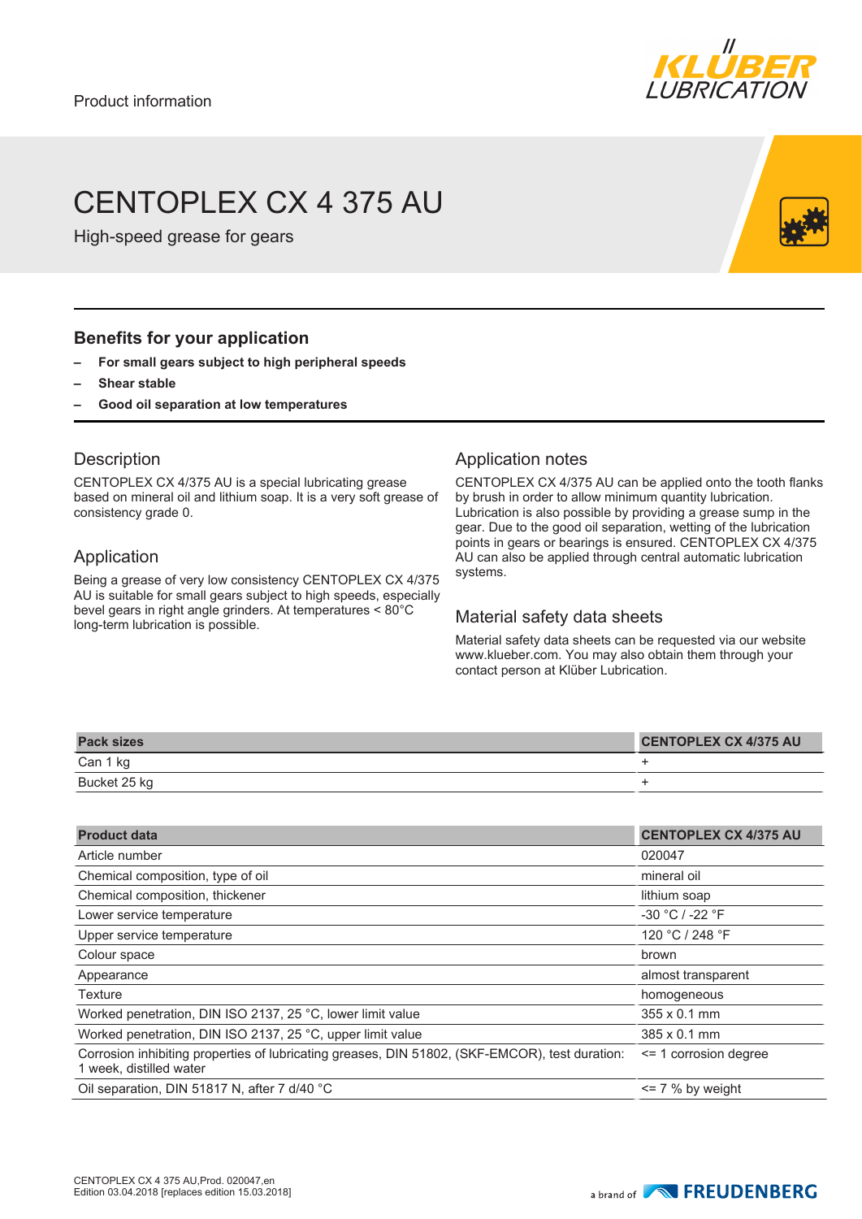Product information

# CENTOPLEX CX 4 375 AU

High-speed grease for gears

## Benefits for your application

- **For small gears subject to high peripheral speeds**
- **Shear stable**
- **Good oil separation at low temperatures**

## Description

CENTOPLEX CX 4/375 AU is a special lubricating grease based on mineral oil and lithium soap. It is a very soft grease of consistency grade 0.

## Application

Being a grease of very low consistency CENTOPLEX CX 4/375 AU is suitable for small gears subject to high speeds, especially bevel gears in right angle grinders. At temperatures < 80°C long-term lubrication is possible.

## Application notes

CENTOPLEX CX 4/375 AU can be applied onto the tooth flanks by brush in order to allow minimum quantity lubrication. Lubrication is also possible by providing a grease sump in the gear. Due to the good oil separation, wetting of the lubrication points in gears or bearings is ensured. CENTOPLEX CX 4/375 AU can also be applied through central automatic lubrication systems.

## Material safety data sheets

Material safety data sheets can be requested via our website www.klueber.com. You may also obtain them through your contact person at Klüber Lubrication.

| Pack sizes | CENTOPLEX CX 4/375 AU |
|---|---|
| Can 1 kg | + |
| Bucket 25 kg | + |

| Product data | CENTOPLEX CX 4/375 AU |
|---|---|
| Article number | 020047 |
| Chemical composition, type of oil | mineral oil |
| Chemical composition, thickener | lithium soap |
| Lower service temperature | -30 °C / -22 °F |
| Upper service temperature | 120 °C / 248 °F |
| Colour space | brown |
| Appearance | almost transparent |
| Texture | homogeneous |
| Worked penetration, DIN ISO 2137, 25 °C, lower limit value | 355 x 0.1 mm |
| Worked penetration, DIN ISO 2137, 25 °C, upper limit value | 385 x 0.1 mm |
| Corrosion inhibiting properties of lubricating greases, DIN 51802, (SKF-EMCOR), test duration: 1 week, distilled water | <= 1 corrosion degree |
| Oil separation, DIN 51817 N, after 7 d/40 °C | <= 7 % by weight |

CENTOPLEX CX 4 375 AU,Prod. 020047,en
Edition 03.04.2018 [replaces edition 15.03.2018]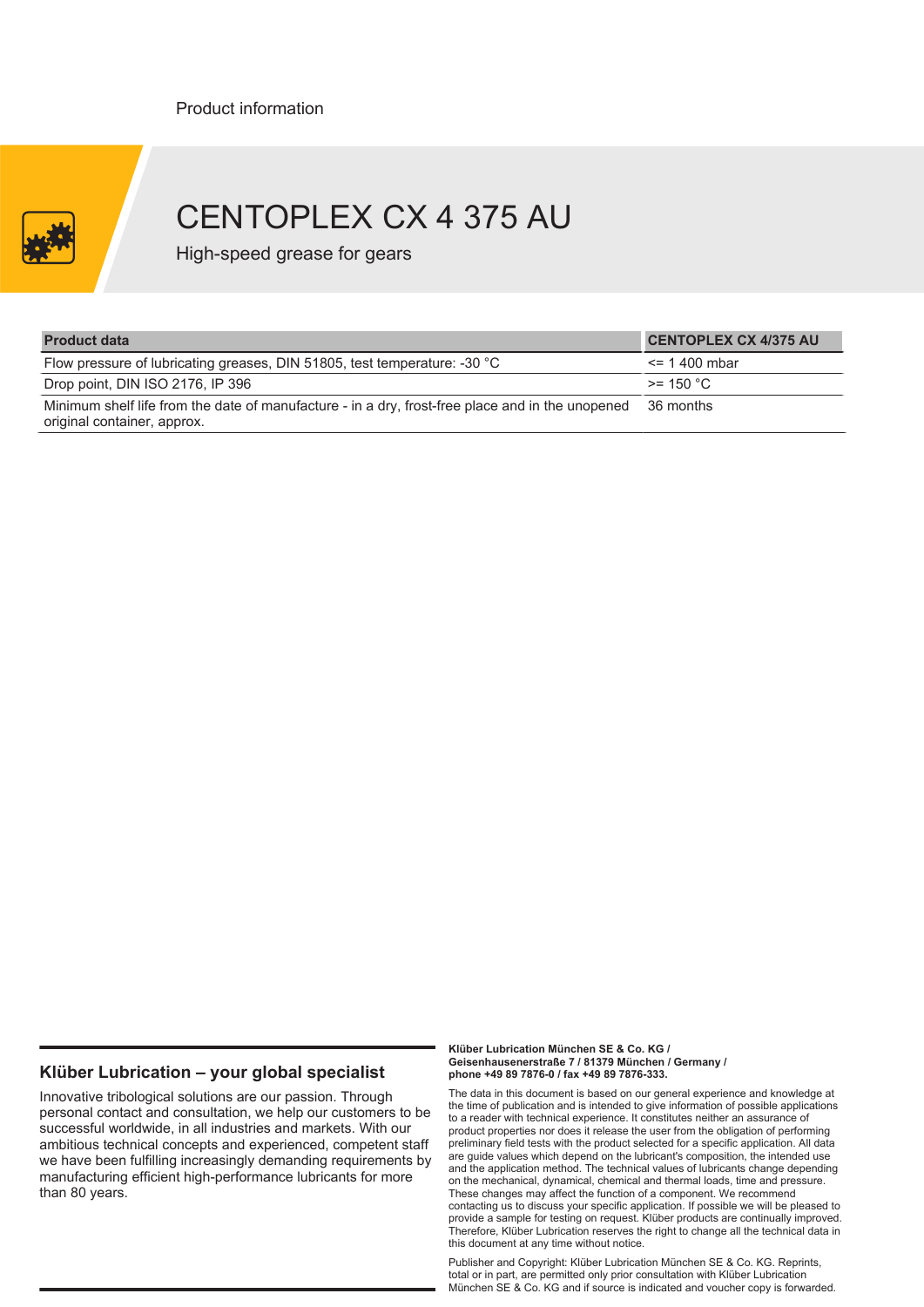Product information

# CENTOPLEX CX 4 375 AU

High-speed grease for gears

| Product data | CENTOPLEX CX 4/375 AU |
| --- | --- |
| Flow pressure of lubricating greases, DIN 51805, test temperature: -30 °C | <= 1 400 mbar |
| Drop point, DIN ISO 2176, IP 396 | >= 150 °C |
| Minimum shelf life from the date of manufacture - in a dry, frost-free place and in the unopened original container, approx. | 36 months |

## Klüber Lubrication – your global specialist

Innovative tribological solutions are our passion. Through personal contact and consultation, we help our customers to be successful worldwide, in all industries and markets. With our ambitious technical concepts and experienced, competent staff we have been fulfilling increasingly demanding requirements by manufacturing efficient high-performance lubricants for more than 80 years.

**Klüber Lubrication München SE & Co. KG / Geisenhausenerstraße 7 / 81379 München / Germany / phone +49 89 7876-0 / fax +49 89 7876-333.**

The data in this document is based on our general experience and knowledge at the time of publication and is intended to give information of possible applications to a reader with technical experience. It constitutes neither an assurance of product properties nor does it release the user from the obligation of performing preliminary field tests with the product selected for a specific application. All data are guide values which depend on the lubricant's composition, the intended use and the application method. The technical values of lubricants change depending on the mechanical, dynamical, chemical and thermal loads, time and pressure. These changes may affect the function of a component. We recommend contacting us to discuss your specific application. If possible we will be pleased to provide a sample for testing on request. Klüber products are continually improved. Therefore, Klüber Lubrication reserves the right to change all the technical data in this document at any time without notice.

Publisher and Copyright: Klüber Lubrication München SE & Co. KG. Reprints, total or in part, are permitted only prior consultation with Klüber Lubrication München SE & Co. KG and if source is indicated and voucher copy is forwarded.